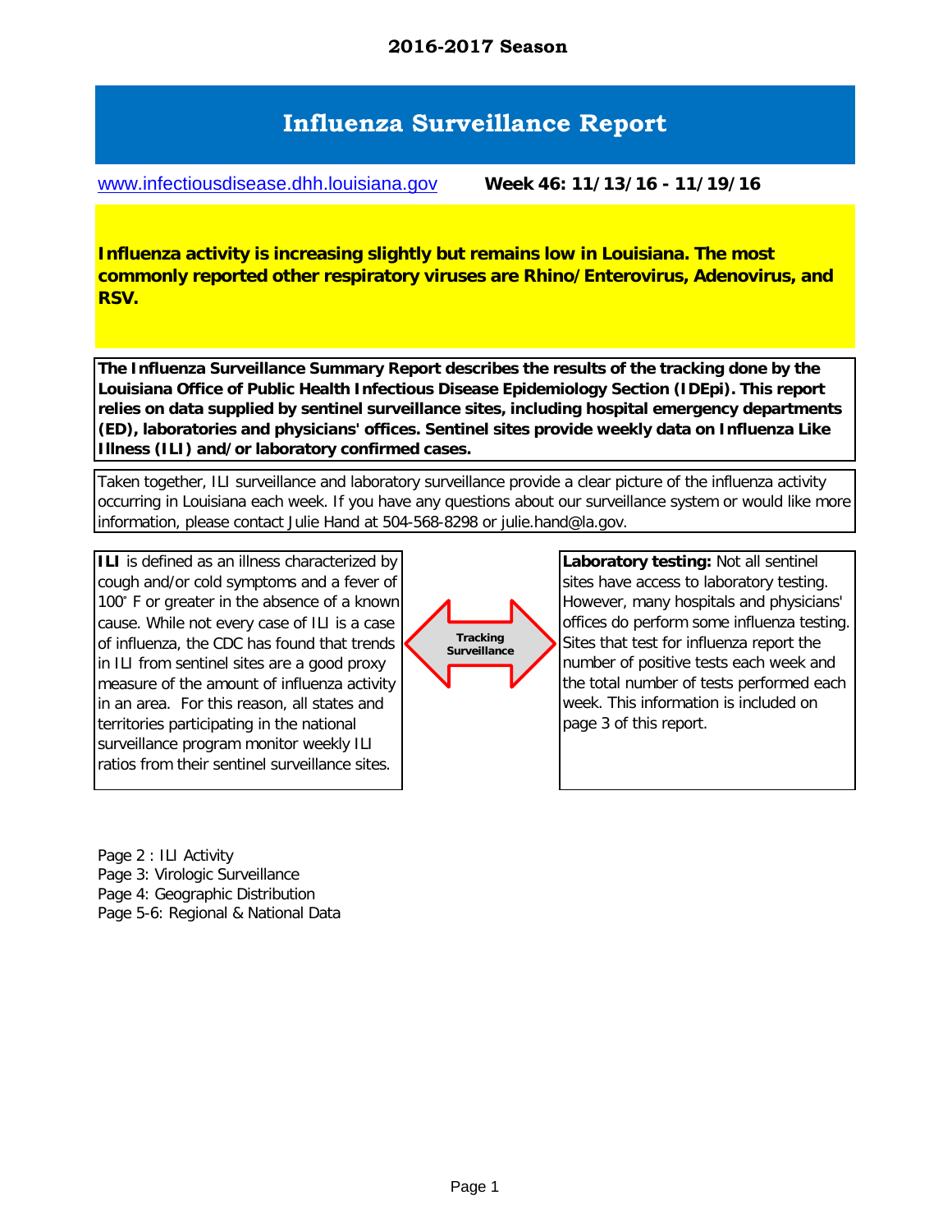**2016-2017 Season**

# Influenza Surveillance Report

www.infectiousdisease.dhh.louisiana.gov **Week 46: 11/13/16 - 11/19/16**

**Influenza activity is increasing slightly but remains low in Louisiana. The most commonly reported other respiratory viruses are Rhino/Enterovirus, Adenovirus, and RSV.**

**The Influenza Surveillance Summary Report describes the results of the tracking done by the Louisiana Office of Public Health Infectious Disease Epidemiology Section (IDEpi). This report relies on data supplied by sentinel surveillance sites, including hospital emergency departments (ED), laboratories and physicians' offices. Sentinel sites provide weekly data on Influenza Like Illness (ILI) and/or laboratory confirmed cases.**

Taken together, ILI surveillance and laboratory surveillance provide a clear picture of the influenza activity occurring in Louisiana each week. If you have any questions about our surveillance system or would like more information, please contact Julie Hand at 504-568-8298 or julie.hand@la.gov.

**ILI** is defined as an illness characterized by cough and/or cold symptoms and a fever of 100˚ F or greater in the absence of a known cause. While not every case of ILI is a case of influenza, the CDC has found that trends in ILI from sentinel sites are a good proxy measure of the amount of influenza activity in an area. For this reason, all states and territories participating in the national surveillance program monitor weekly ILI ratios from their sentinel surveillance sites.

**Tracking Surveillance**

**Laboratory testing:** Not all sentinel sites have access to laboratory testing. However, many hospitals and physicians' offices do perform some influenza testing. Sites that test for influenza report the number of positive tests each week and the total number of tests performed each week. This information is included on page 3 of this report.

Page 2 : ILI Activity
Page 3: Virologic Surveillance
Page 4: Geographic Distribution
Page 5-6: Regional & National Data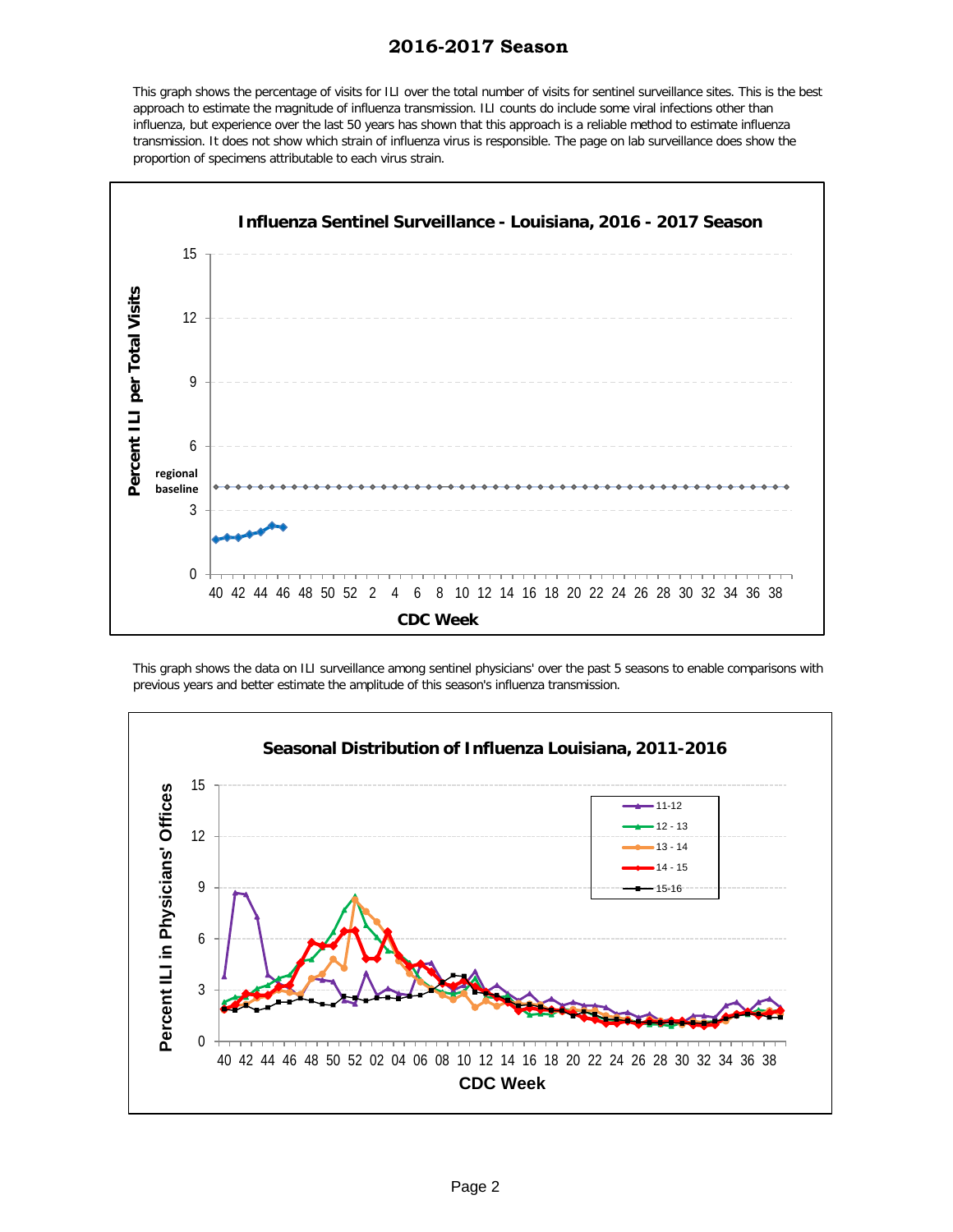## 2016-2017 Season

This graph shows the percentage of visits for ILI over the total number of visits for sentinel surveillance sites. This is the best approach to estimate the magnitude of influenza transmission. ILI counts do include some viral infections other than influenza, but experience over the last 50 years has shown that this approach is a reliable method to estimate influenza transmission. It does not show which strain of influenza virus is responsible. The page on lab surveillance does show the proportion of specimens attributable to each virus strain.

**Influenza Sentinel Surveillance - Louisiana, 2016 - 2017 Season**

This graph shows the data on ILI surveillance among sentinel physicians' over the past 5 seasons to enable comparisons with previous years and better estimate the amplitude of this season's influenza transmission.

**Seasonal Distribution of Influenza Louisiana, 2011-2016**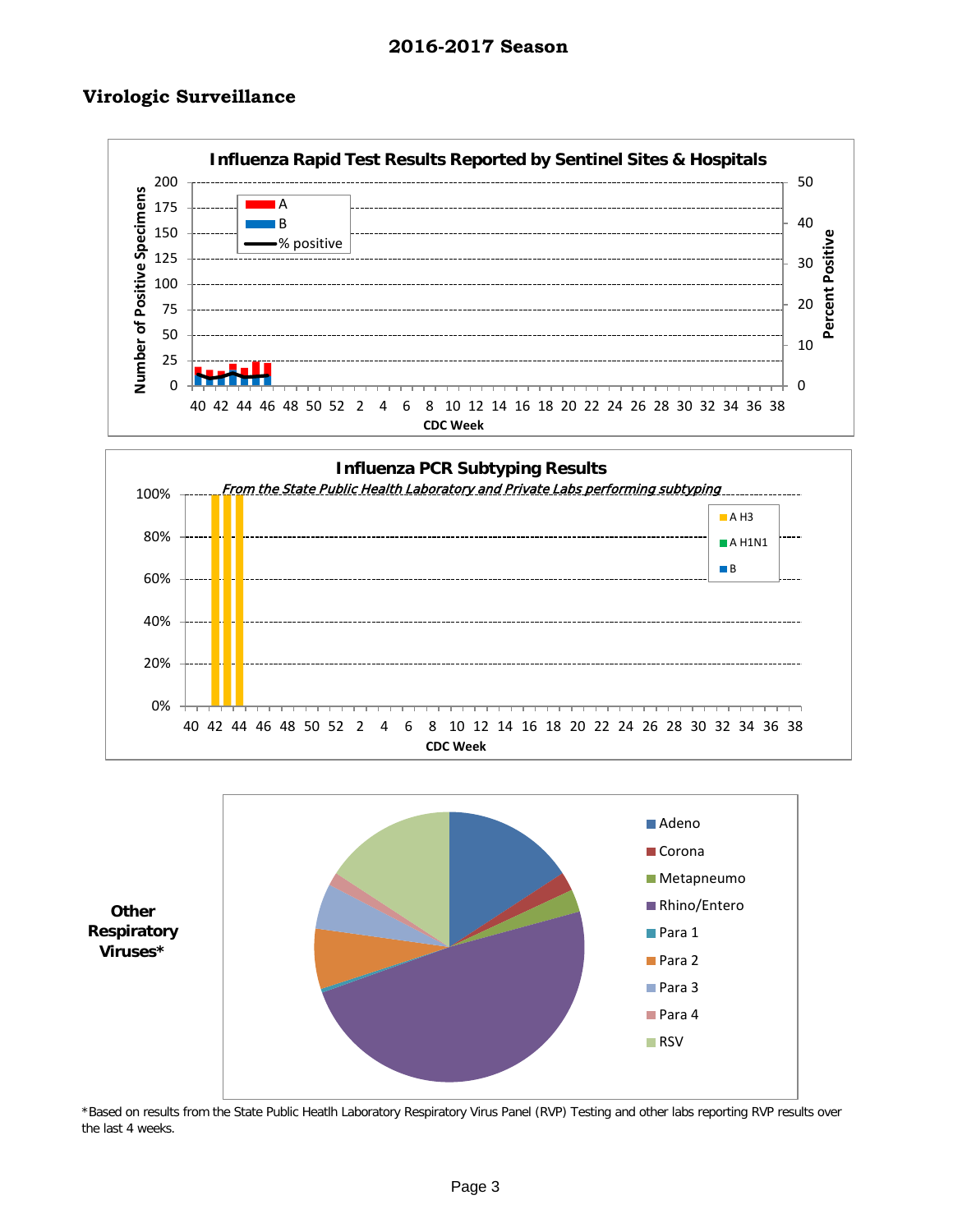## 2016-2017 Season

### Virologic Surveillance

**Influenza Rapid Test Results Reported by Sentinel Sites & Hospitals**

**Influenza PCR Subtyping Results**

*From the State Public Health Laboratory and Private Labs performing subtyping*

**Other Respiratory Viruses***

*Based on results from the State Public Heatlh Laboratory Respiratory Virus Panel (RVP) Testing and other labs reporting RVP results over the last 4 weeks.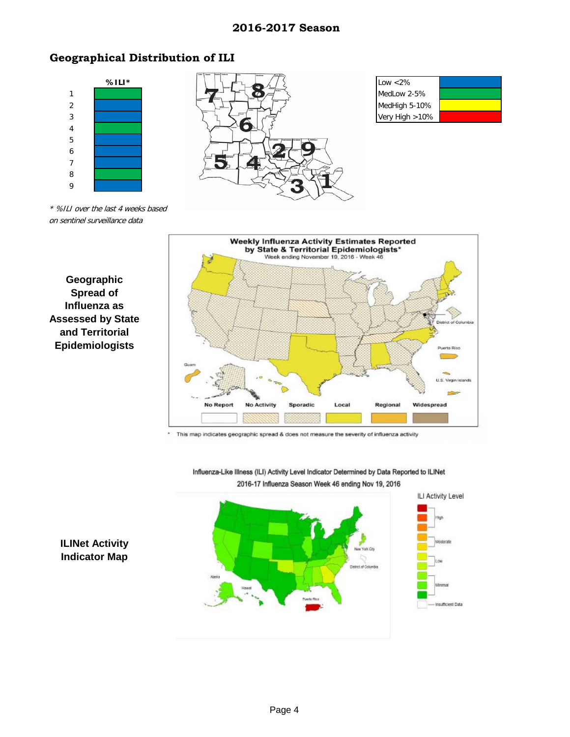## 2016-2017 Season

### Geographical Distribution of ILI

| Region | %ILI* |
|---|---|
| 1 | MedLow 2-5% |
| 2 | Low <2% |
| 3 | Low <2% |
| 4 | MedLow 2-5% |
| 5 | Low <2% |
| 6 | Low <2% |
| 7 | Low <2% |
| 8 | MedLow 2-5% |
| 9 | Low <2% |

| Legend | |
|---|---|
| Low <2% | Blue |
| MedLow 2-5% | Green |
| MedHigh 5-10% | Yellow |
| Very High >10% | Red |

*\* %ILI over the last 4 weeks based on sentinel surveillance data*

**Geographic Spread of Influenza as Assessed by State and Territorial Epidemiologists**

Weekly Influenza Activity Estimates Reported by State & Territorial Epidemiologists*
Week ending November 19, 2016 - Week 46

No Report | No Activity | Sporadic | Local | Regional | Widespread

\* This map indicates geographic spread & does not measure the severity of influenza activity

**ILINet Activity Indicator Map**

Influenza-Like Illness (ILI) Activity Level Indicator Determined by Data Reported to ILINet
2016-17 Influenza Season Week 46 ending Nov 19, 2016

ILI Activity Level: High, Moderate, Low, Minimal, Insufficient Data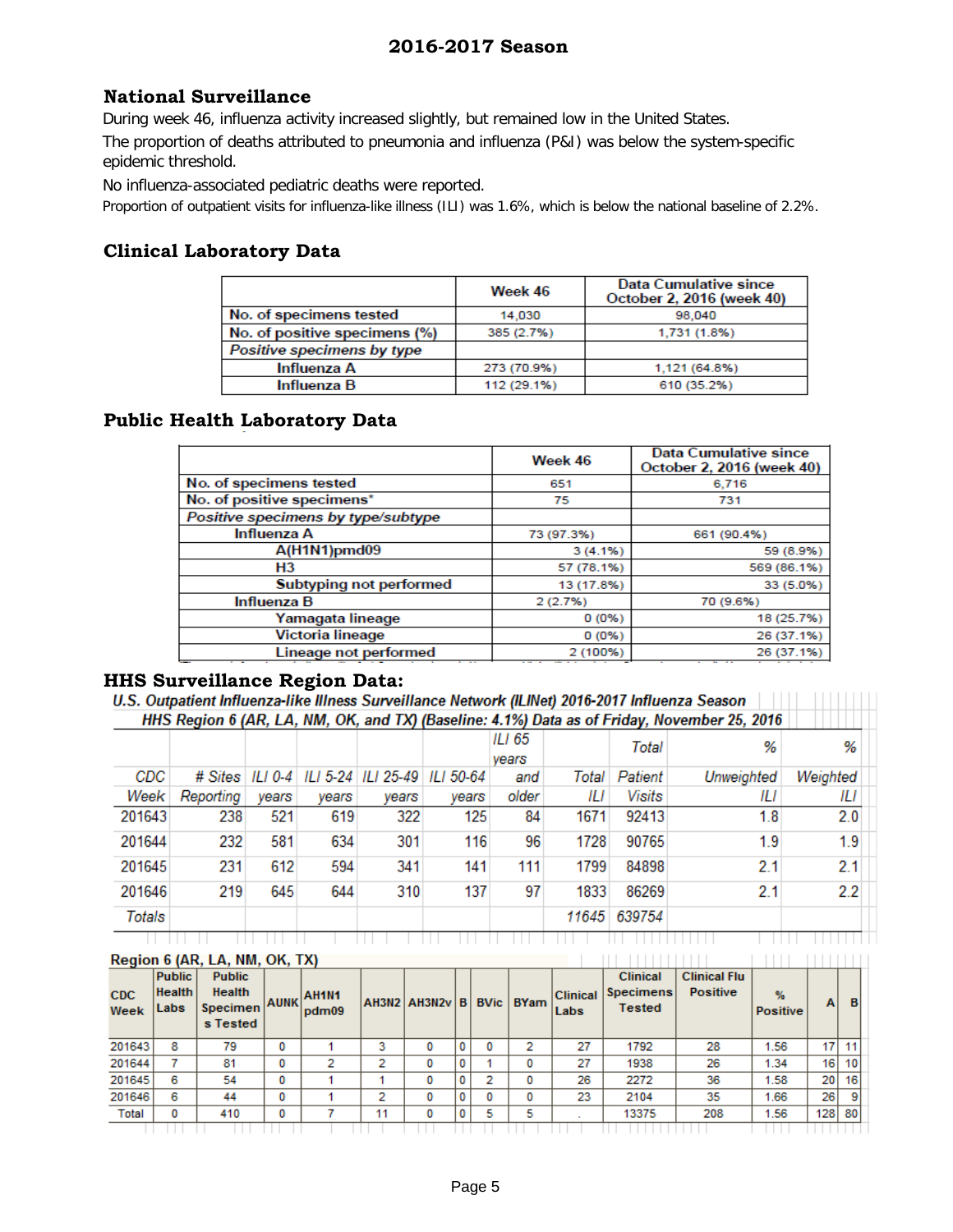## 2016-2017 Season

### National Surveillance

During week 46, influenza activity increased slightly, but remained low in the United States.

The proportion of deaths attributed to pneumonia and influenza (P&I) was below the system-specific epidemic threshold.

No influenza-associated pediatric deaths were reported.

Proportion of outpatient visits for influenza-like illness (ILI) was 1.6%, which is below the national baseline of 2.2%.

### Clinical Laboratory Data

| | Week 46 | Data Cumulative since October 2, 2016 (week 40) |
|---|---|---|
| No. of specimens tested | 14,030 | 98,040 |
| No. of positive specimens (%) | 385 (2.7%) | 1,731 (1.8%) |
| *Positive specimens by type* | | |
| Influenza A | 273 (70.9%) | 1,121 (64.8%) |
| Influenza B | 112 (29.1%) | 610 (35.2%) |

### Public Health Laboratory Data

| | Week 46 | Data Cumulative since October 2, 2016 (week 40) |
|---|---|---|
| No. of specimens tested | 651 | 6,716 |
| No. of positive specimens* | 75 | 731 |
| *Positive specimens by type/subtype* | | |
| Influenza A | 73 (97.3%) | 661 (90.4%) |
| A(H1N1)pmd09 | 3 (4.1%) | 59 (8.9%) |
| H3 | 57 (78.1%) | 569 (86.1%) |
| Subtyping not performed | 13 (17.8%) | 33 (5.0%) |
| Influenza B | 2 (2.7%) | 70 (9.6%) |
| Yamagata lineage | 0 (0%) | 18 (25.7%) |
| Victoria lineage | 0 (0%) | 26 (37.1%) |
| Lineage not performed | 2 (100%) | 26 (37.1%) |

### HHS Surveillance Region Data:

*U.S. Outpatient Influenza-like Illness Surveillance Network (ILINet) 2016-2017 Influenza Season*

*HHS Region 6 (AR, LA, NM, OK, and TX) (Baseline: 4.1%) Data as of Friday, November 25, 2016*

| CDC Week | # Sites Reporting | ILI 0-4 years | ILI 5-24 years | ILI 25-49 years | ILI 50-64 years | ILI 65 years and older | Total ILI | Total Patient Visits | % Unweighted ILI | % Weighted ILI |
|---|---|---|---|---|---|---|---|---|---|---|
| 201643 | 238 | 521 | 619 | 322 | 125 | 84 | 1671 | 92413 | 1.8 | 2.0 |
| 201644 | 232 | 581 | 634 | 301 | 116 | 96 | 1728 | 90765 | 1.9 | 1.9 |
| 201645 | 231 | 612 | 594 | 341 | 141 | 111 | 1799 | 84898 | 2.1 | 2.1 |
| 201646 | 219 | 645 | 644 | 310 | 137 | 97 | 1833 | 86269 | 2.1 | 2.2 |
| Totals | | | | | | | 11645 | 639754 | | |

**Region 6 (AR, LA, NM, OK, TX)**

| CDC Week | Public Health Labs | Public Health Specimens Tested | AUNK | AH1N1 pdm09 | AH3N2 | AH3N2v | B | BVic | BYam | Clinical Labs | Clinical Specimens Tested | Clinical Flu Positive | % Positive | A | B |
|---|---|---|---|---|---|---|---|---|---|---|---|---|---|---|---|
| 201643 | 8 | 79 | 0 | 1 | 3 | 0 | 0 | 0 | 2 | 27 | 1792 | 28 | 1.56 | 17 | 11 |
| 201644 | 7 | 81 | 0 | 2 | 2 | 0 | 0 | 1 | 0 | 27 | 1938 | 26 | 1.34 | 16 | 10 |
| 201645 | 6 | 54 | 0 | 1 | 1 | 0 | 0 | 2 | 0 | 26 | 2272 | 36 | 1.58 | 20 | 16 |
| 201646 | 6 | 44 | 0 | 1 | 2 | 0 | 0 | 0 | 0 | 23 | 2104 | 35 | 1.66 | 26 | 9 |
| Total | 0 | 410 | 0 | 7 | 11 | 0 | 0 | 5 | 5 | . | 13375 | 208 | 1.56 | 128 | 80 |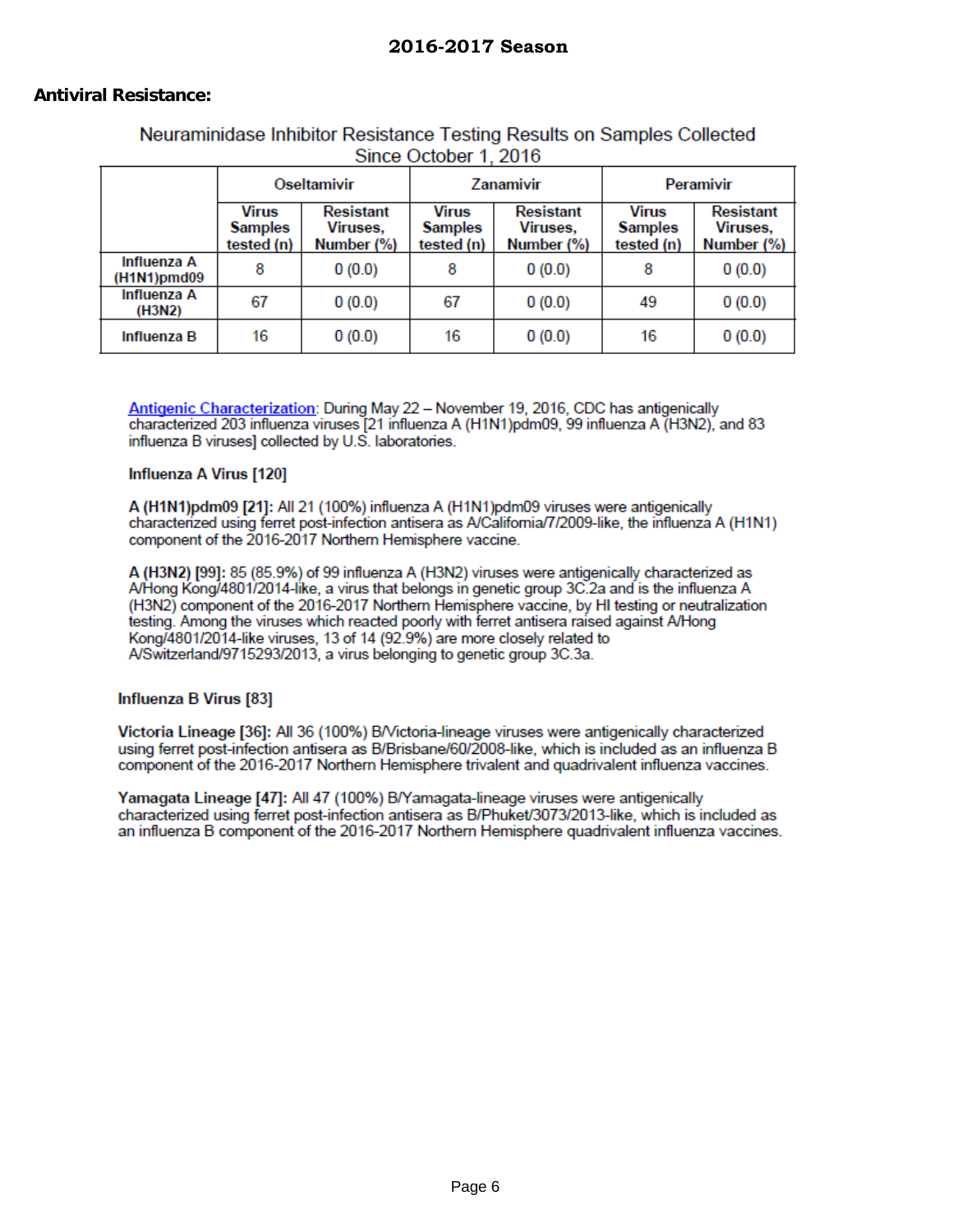## 2016-2017 Season

### Antiviral Resistance:

Neuraminidase Inhibitor Resistance Testing Results on Samples Collected Since October 1, 2016

| | Oseltamivir | | Zanamivir | | Peramivir | |
|---|---|---|---|---|---|---|
| | Virus Samples tested (n) | Resistant Viruses, Number (%) | Virus Samples tested (n) | Resistant Viruses, Number (%) | Virus Samples tested (n) | Resistant Viruses, Number (%) |
| **Influenza A (H1N1)pmd09** | 8 | 0 (0.0) | 8 | 0 (0.0) | 8 | 0 (0.0) |
| **Influenza A (H3N2)** | 67 | 0 (0.0) | 67 | 0 (0.0) | 49 | 0 (0.0) |
| **Influenza B** | 16 | 0 (0.0) | 16 | 0 (0.0) | 16 | 0 (0.0) |

Antigenic Characterization: During May 22 – November 19, 2016, CDC has antigenically characterized 203 influenza viruses [21 influenza A (H1N1)pdm09, 99 influenza A (H3N2), and 83 influenza B viruses] collected by U.S. laboratories.

**Influenza A Virus [120]**

**A (H1N1)pdm09 [21]:** All 21 (100%) influenza A (H1N1)pdm09 viruses were antigenically characterized using ferret post-infection antisera as A/California/7/2009-like, the influenza A (H1N1) component of the 2016-2017 Northern Hemisphere vaccine.

**A (H3N2) [99]:** 85 (85.9%) of 99 influenza A (H3N2) viruses were antigenically characterized as A/Hong Kong/4801/2014-like, a virus that belongs in genetic group 3C.2a and is the influenza A (H3N2) component of the 2016-2017 Northern Hemisphere vaccine, by HI testing or neutralization testing. Among the viruses which reacted poorly with ferret antisera raised against A/Hong Kong/4801/2014-like viruses, 13 of 14 (92.9%) are more closely related to A/Switzerland/9715293/2013, a virus belonging to genetic group 3C.3a.

**Influenza B Virus [83]**

**Victoria Lineage [36]:** All 36 (100%) B/Victoria-lineage viruses were antigenically characterized using ferret post-infection antisera as B/Brisbane/60/2008-like, which is included as an influenza B component of the 2016-2017 Northern Hemisphere trivalent and quadrivalent influenza vaccines.

**Yamagata Lineage [47]:** All 47 (100%) B/Yamagata-lineage viruses were antigenically characterized using ferret post-infection antisera as B/Phuket/3073/2013-like, which is included as an influenza B component of the 2016-2017 Northern Hemisphere quadrivalent influenza vaccines.